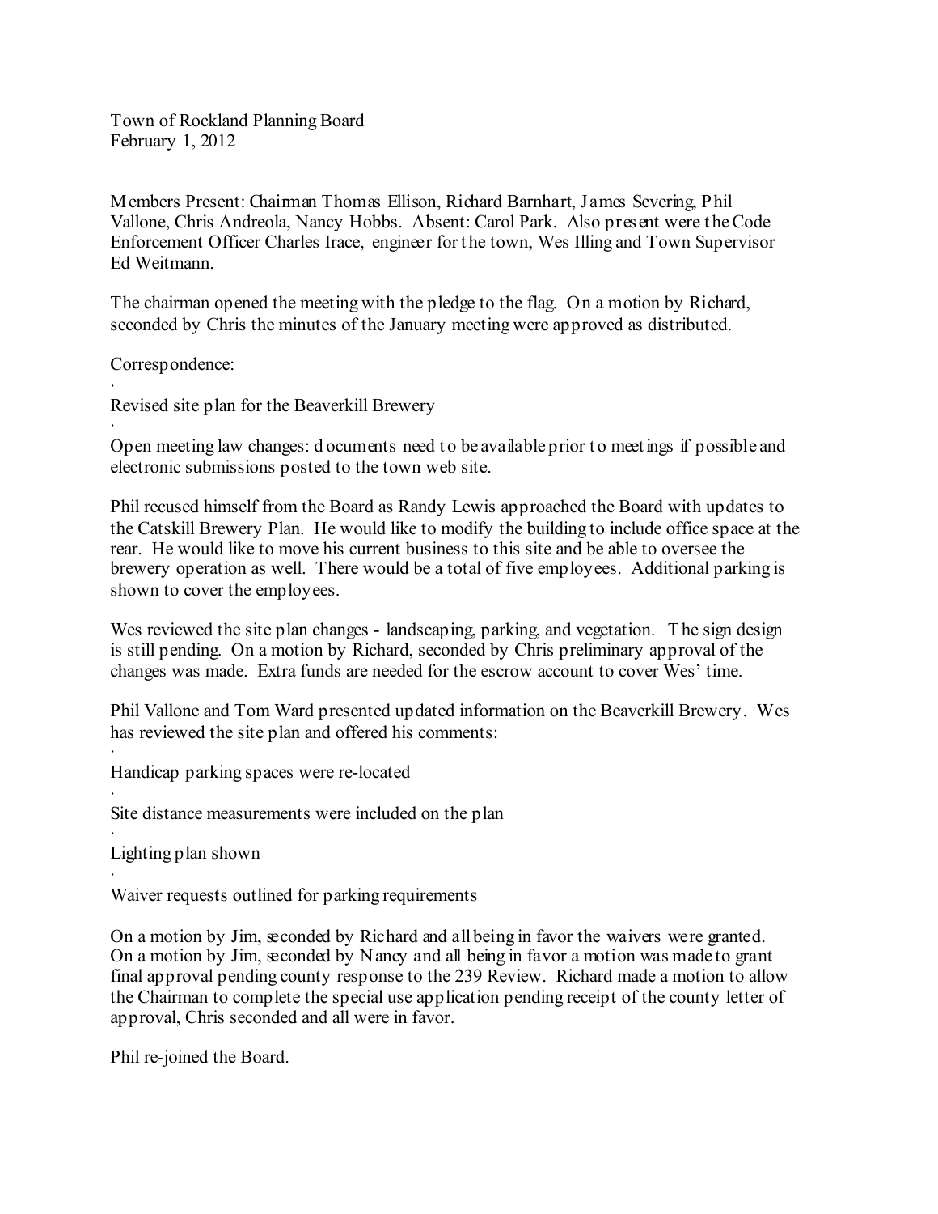Town of Rockland Planning Board
February 1, 2012

Members Present: Chairman Thomas Ellison, Richard Barnhart, James Severing, Phil Vallone, Chris Andreola, Nancy Hobbs. Absent: Carol Park. Also present were the Code Enforcement Officer Charles Irace, engineer for the town, Wes Illing and Town Supervisor Ed Weitmann.

The chairman opened the meeting with the pledge to the flag. On a motion by Richard, seconded by Chris the minutes of the January meeting were approved as distributed.

Correspondence:

- Revised site plan for the Beaverkill Brewery
- Open meeting law changes: documents need to be available prior to meetings if possible and electronic submissions posted to the town web site.

Phil recused himself from the Board as Randy Lewis approached the Board with updates to the Catskill Brewery Plan. He would like to modify the building to include office space at the rear. He would like to move his current business to this site and be able to oversee the brewery operation as well. There would be a total of five employees. Additional parking is shown to cover the employees.

Wes reviewed the site plan changes - landscaping, parking, and vegetation. The sign design is still pending. On a motion by Richard, seconded by Chris preliminary approval of the changes was made. Extra funds are needed for the escrow account to cover Wes' time.

Phil Vallone and Tom Ward presented updated information on the Beaverkill Brewery. Wes has reviewed the site plan and offered his comments:

- Handicap parking spaces were re-located
- Site distance measurements were included on the plan
- Lighting plan shown
- Waiver requests outlined for parking requirements

On a motion by Jim, seconded by Richard and all being in favor the waivers were granted. On a motion by Jim, seconded by Nancy and all being in favor a motion was made to grant final approval pending county response to the 239 Review. Richard made a motion to allow the Chairman to complete the special use application pending receipt of the county letter of approval, Chris seconded and all were in favor.

Phil re-joined the Board.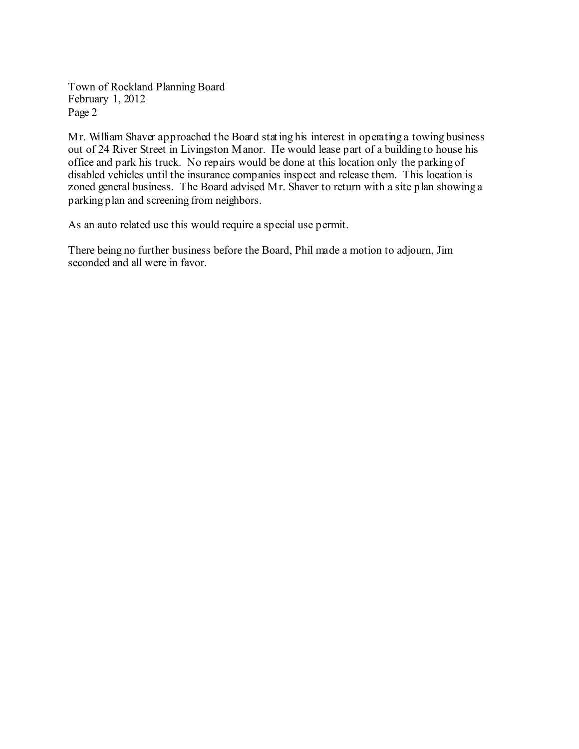Mr. William Shaver approached the Board stating his interest in operating a towing business out of 24 River Street in Livingston Manor. He would lease part of a building to house his office and park his truck. No repairs would be done at this location only the parking of disabled vehicles until the insurance companies inspect and release them. This location is zoned general business. The Board advised Mr. Shaver to return with a site plan showing a parking plan and screening from neighbors.

As an auto related use this would require a special use permit.

There being no further business before the Board, Phil made a motion to adjourn, Jim seconded and all were in favor.